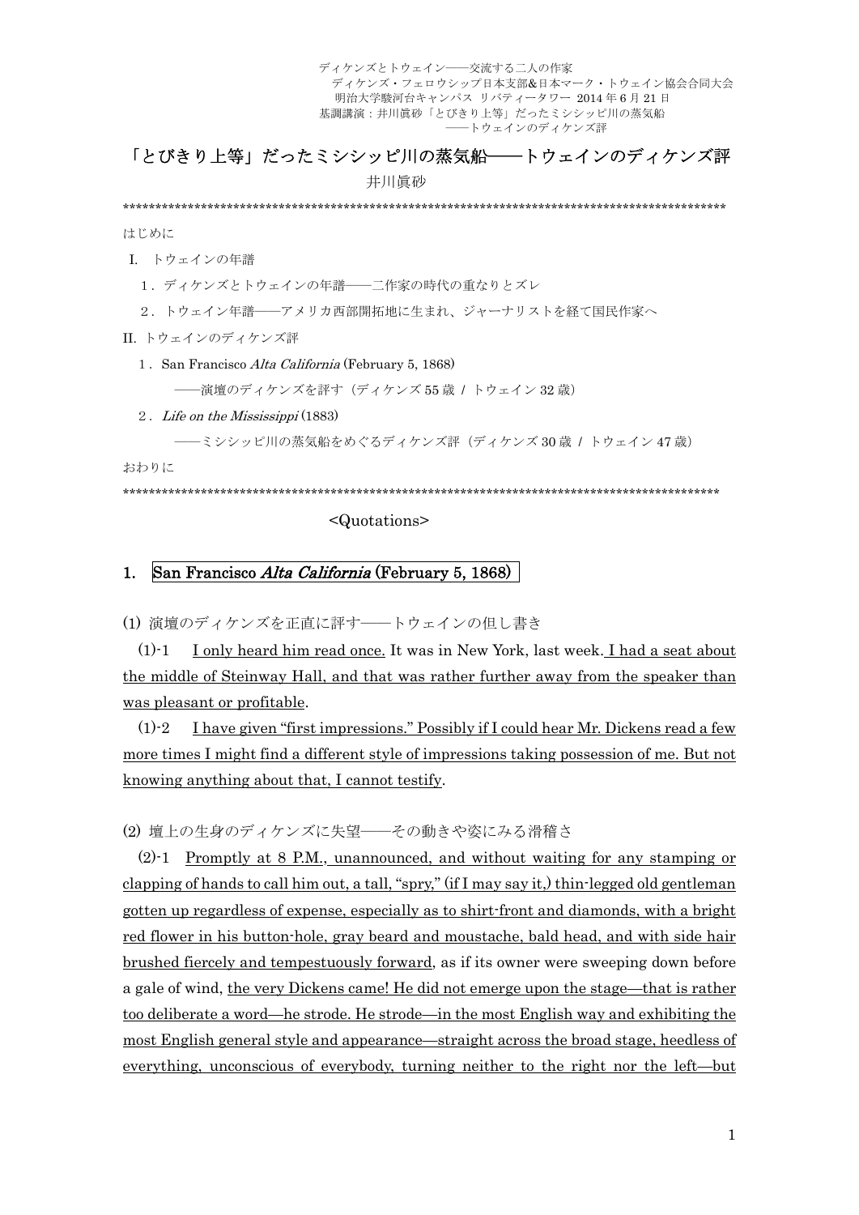ディケンズとトウェイン――交流する二人の作家
ディケンズ・フェロウシップ日本支部&日本マーク・トウェイン協会合同大会
明治大学駿河台キャンパス リバティータワー 2014 年 6 月 21 日
基調講演：井川眞砂「とびきり上等」だったミシシッピ川の蒸気船
――トウェインのディケンズ評

# 「とびきり上等」だったミシシッピ川の蒸気船――トウェインのディケンズ評

井川眞砂

**************************************************************************************************

はじめに

I. トウェインの年譜

1．ディケンズとトウェインの年譜――二作家の時代の重なりとズレ

2．トウェイン年譜――アメリカ西部開拓地に生まれ、ジャーナリストを経て国民作家へ

II. トウェインのディケンズ評

1．San Francisco *Alta California* (February 5, 1868)

――演壇のディケンズを評す（ディケンズ 55 歳 / トウェイン 32 歳）

2．*Life on the Mississippi* (1883)

――ミシシッピ川の蒸気船をめぐるディケンズ評（ディケンズ 30 歳 / トウェイン 47 歳）

おわりに

**************************************************************************************************

<Quotations>

## 1. San Francisco *Alta California* (February 5, 1868)

(1) 演壇のディケンズを正直に評す――トウェインの但し書き

(1)-1　<u>I only heard him read once.</u> It was in New York, last week. <u>I had a seat about the middle of Steinway Hall, and that was rather further away from the speaker than was pleasant or profitable</u>.

(1)-2　<u>I have given "first impressions." Possibly if I could hear Mr. Dickens read a few more times I might find a different style of impressions taking possession of me. But not knowing anything about that, I cannot testify</u>.

(2) 壇上の生身のディケンズに失望――その動きや姿にみる滑稽さ

(2)-1　<u>Promptly at 8 P.M., unannounced, and without waiting for any stamping or clapping of hands to call him out, a tall, "spry," (if I may say it,) thin-legged old gentleman gotten up regardless of expense, especially as to shirt-front and diamonds, with a bright red flower in his button-hole, gray beard and moustache, bald head, and with side hair brushed fiercely and tempestuously forward</u>, as if its owner were sweeping down before a gale of wind, <u>the very Dickens came! He did not emerge upon the stage—that is rather too deliberate a word—he strode. He strode—in the most English way and exhibiting the most English general style and appearance—straight across the broad stage, heedless of everything, unconscious of everybody, turning neither to the right nor the left—but</u>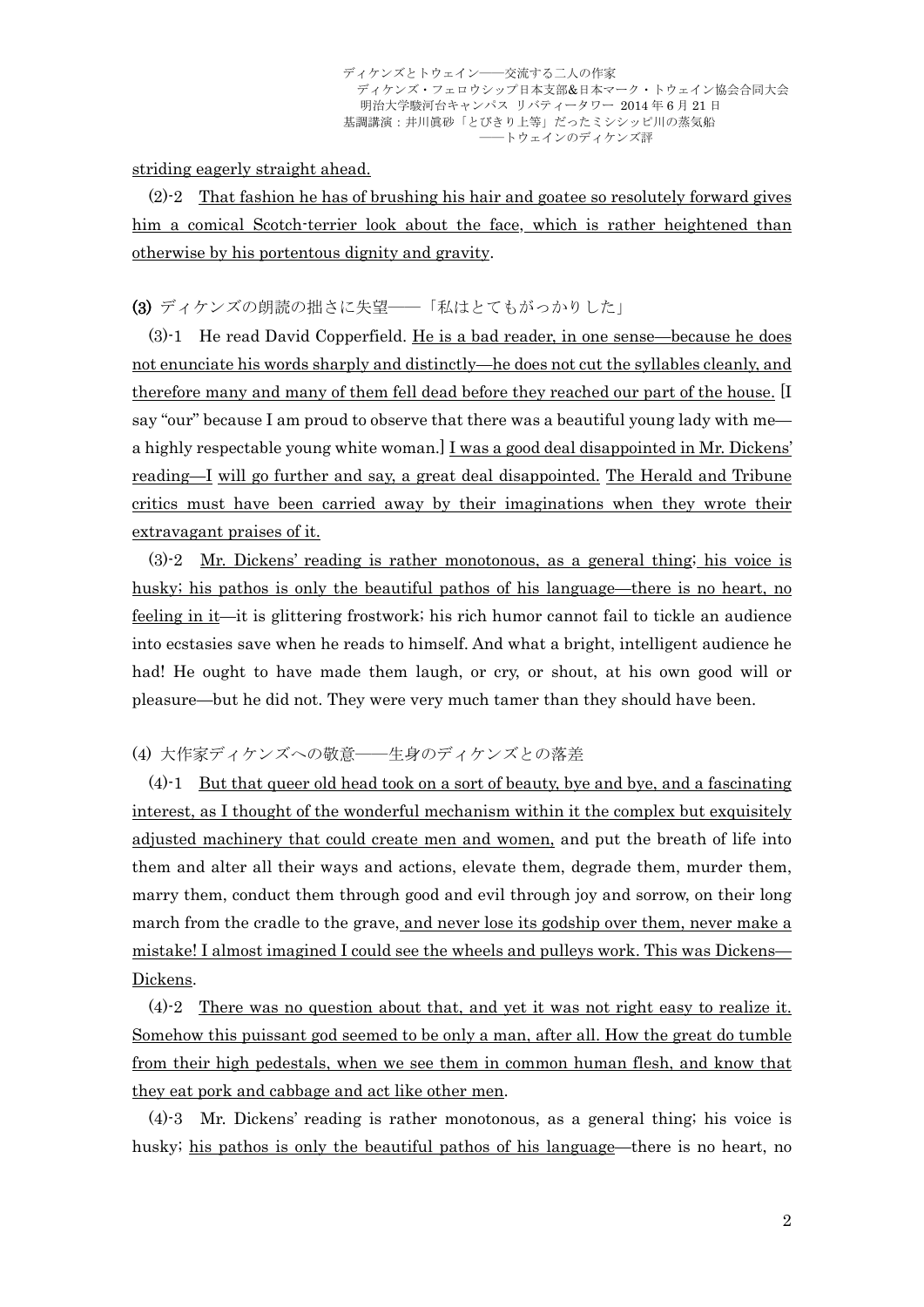striding eagerly straight ahead.

(2)-2 That fashion he has of brushing his hair and goatee so resolutely forward gives him a comical Scotch-terrier look about the face, which is rather heightened than otherwise by his portentous dignity and gravity.

**(3)** ディケンズの朗読の拙さに失望――「私はとてもがっかりした」

(3)-1 He read David Copperfield. He is a bad reader, in one sense—because he does not enunciate his words sharply and distinctly—he does not cut the syllables cleanly, and therefore many and many of them fell dead before they reached our part of the house. [I say "our" because I am proud to observe that there was a beautiful young lady with me—a highly respectable young white woman.] I was a good deal disappointed in Mr. Dickens' reading—I will go further and say, a great deal disappointed. The Herald and Tribune critics must have been carried away by their imaginations when they wrote their extravagant praises of it.

(3)-2 Mr. Dickens' reading is rather monotonous, as a general thing; his voice is husky; his pathos is only the beautiful pathos of his language—there is no heart, no feeling in it—it is glittering frostwork; his rich humor cannot fail to tickle an audience into ecstasies save when he reads to himself. And what a bright, intelligent audience he had! He ought to have made them laugh, or cry, or shout, at his own good will or pleasure—but he did not. They were very much tamer than they should have been.

(4) 大作家ディケンズへの敬意――生身のディケンズとの落差

(4)-1 But that queer old head took on a sort of beauty, bye and bye, and a fascinating interest, as I thought of the wonderful mechanism within it the complex but exquisitely adjusted machinery that could create men and women, and put the breath of life into them and alter all their ways and actions, elevate them, degrade them, murder them, marry them, conduct them through good and evil through joy and sorrow, on their long march from the cradle to the grave, and never lose its godship over them, never make a mistake! I almost imagined I could see the wheels and pulleys work. This was Dickens—Dickens.

(4)-2 There was no question about that, and yet it was not right easy to realize it. Somehow this puissant god seemed to be only a man, after all. How the great do tumble from their high pedestals, when we see them in common human flesh, and know that they eat pork and cabbage and act like other men.

(4)-3 Mr. Dickens' reading is rather monotonous, as a general thing; his voice is husky; his pathos is only the beautiful pathos of his language—there is no heart, no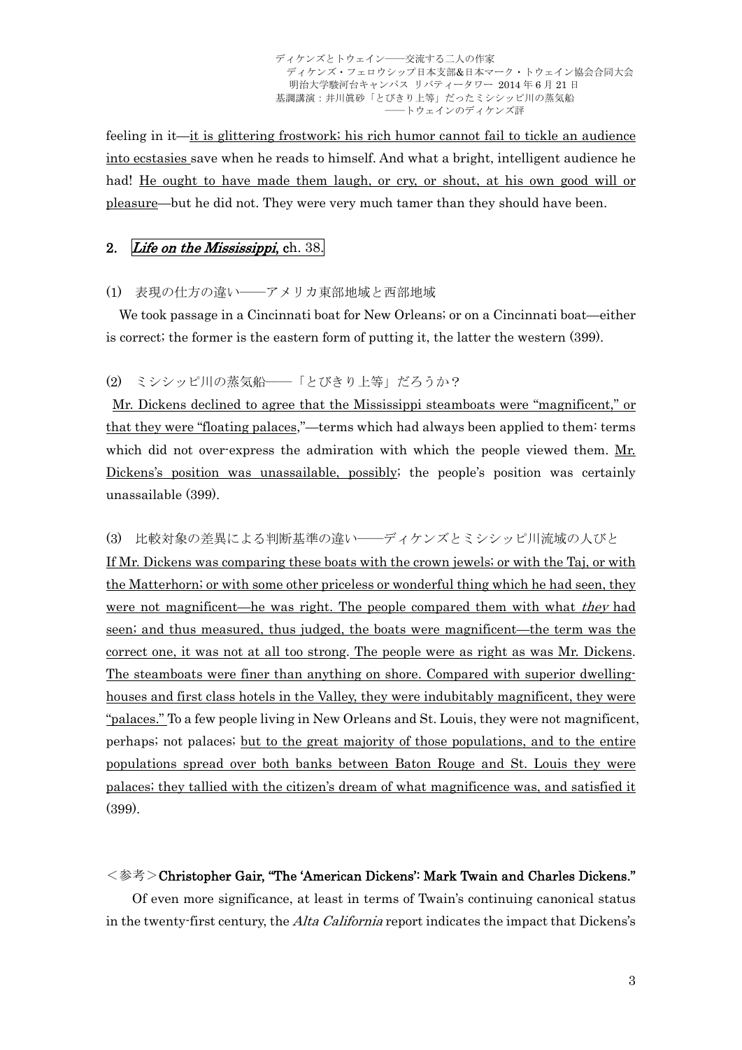feeling in it—it is glittering frostwork; his rich humor cannot fail to tickle an audience into ecstasies save when he reads to himself. And what a bright, intelligent audience he had! He ought to have made them laugh, or cry, or shout, at his own good will or pleasure—but he did not. They were very much tamer than they should have been.

## 2. *Life on the Mississippi*, ch. 38.

(1) 表現の仕方の違い――アメリカ東部地域と西部地域

We took passage in a Cincinnati boat for New Orleans; or on a Cincinnati boat—either is correct; the former is the eastern form of putting it, the latter the western (399).

(2) ミシシッピ川の蒸気船――「とびきり上等」だろうか？

Mr. Dickens declined to agree that the Mississippi steamboats were "magnificent," or that they were "floating palaces,"—terms which had always been applied to them: terms which did not over-express the admiration with which the people viewed them. Mr. Dickens's position was unassailable, possibly; the people's position was certainly unassailable (399).

(3) 比較対象の差異による判断基準の違い――ディケンズとミシシッピ川流域の人びと

If Mr. Dickens was comparing these boats with the crown jewels; or with the Taj, or with the Matterhorn; or with some other priceless or wonderful thing which he had seen, they were not magnificent—he was right. The people compared them with what *they* had seen; and thus measured, thus judged, the boats were magnificent—the term was the correct one, it was not at all too strong. The people were as right as was Mr. Dickens. The steamboats were finer than anything on shore. Compared with superior dwelling-houses and first class hotels in the Valley, they were indubitably magnificent, they were "palaces." To a few people living in New Orleans and St. Louis, they were not magnificent, perhaps; not palaces; but to the great majority of those populations, and to the entire populations spread over both banks between Baton Rouge and St. Louis they were palaces; they tallied with the citizen's dream of what magnificence was, and satisfied it (399).

＜参考＞**Christopher Gair, "The 'American Dickens': Mark Twain and Charles Dickens."**

Of even more significance, at least in terms of Twain's continuing canonical status in the twenty-first century, the *Alta California* report indicates the impact that Dickens's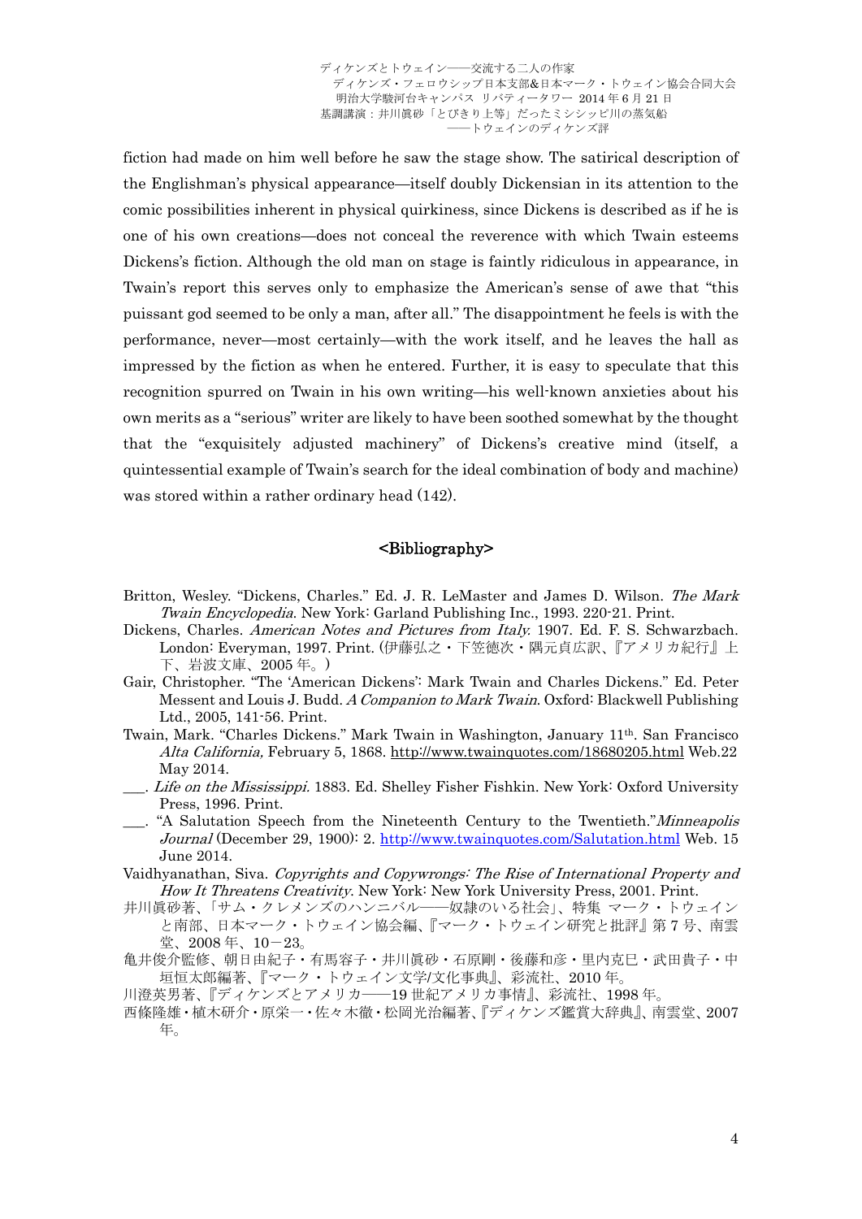fiction had made on him well before he saw the stage show. The satirical description of the Englishman's physical appearance—itself doubly Dickensian in its attention to the comic possibilities inherent in physical quirkiness, since Dickens is described as if he is one of his own creations—does not conceal the reverence with which Twain esteems Dickens's fiction. Although the old man on stage is faintly ridiculous in appearance, in Twain's report this serves only to emphasize the American's sense of awe that "this puissant god seemed to be only a man, after all." The disappointment he feels is with the performance, never—most certainly—with the work itself, and he leaves the hall as impressed by the fiction as when he entered. Further, it is easy to speculate that this recognition spurred on Twain in his own writing—his well-known anxieties about his own merits as a "serious" writer are likely to have been soothed somewhat by the thought that the "exquisitely adjusted machinery" of Dickens's creative mind (itself, a quintessential example of Twain's search for the ideal combination of body and machine) was stored within a rather ordinary head (142).

## <Bibliography>

Britton, Wesley. "Dickens, Charles." Ed. J. R. LeMaster and James D. Wilson. *The Mark Twain Encyclopedia*. New York: Garland Publishing Inc., 1993. 220-21. Print.

Dickens, Charles. *American Notes and Pictures from Italy.* 1907. Ed. F. S. Schwarzbach. London: Everyman, 1997. Print. (伊藤弘之・下笠徳次・隅元貞広訳、『アメリカ紀行』上下、岩波文庫、2005 年。)

Gair, Christopher. "The 'American Dickens': Mark Twain and Charles Dickens." Ed. Peter Messent and Louis J. Budd. *A Companion to Mark Twain*. Oxford: Blackwell Publishing Ltd., 2005, 141-56. Print.

Twain, Mark. "Charles Dickens." Mark Twain in Washington, January 11th. San Francisco *Alta California,* February 5, 1868. http://www.twainquotes.com/18680205.html Web.22 May 2014.

___. *Life on the Mississippi.* 1883. Ed. Shelley Fisher Fishkin. New York: Oxford University Press, 1996. Print.

___. "A Salutation Speech from the Nineteenth Century to the Twentieth."*Minneapolis Journal* (December 29, 1900): 2. http://www.twainquotes.com/Salutation.html Web. 15 June 2014.

Vaidhyanathan, Siva. *Copyrights and Copywrongs: The Rise of International Property and How It Threatens Creativity*. New York: New York University Press, 2001. Print.

井川眞砂著、「サム・クレメンズのハンニバル――奴隷のいる社会」、特集 マーク・トウェインと南部、日本マーク・トウェイン協会編、『マーク・トウェイン研究と批評』第 7 号、南雲堂、2008 年、10－23。

亀井俊介監修、朝日由紀子・有馬容子・井川眞砂・石原剛・後藤和彦・里内克巳・武田貴子・中垣恒太郎編著、『マーク・トウェイン文学/文化事典』、彩流社、2010 年。

川澄英男著、『ディケンズとアメリカ――19 世紀アメリカ事情』、彩流社、1998 年。

西條隆雄・植木研介・原英一・佐々木徹・松岡光治編著、『ディケンズ鑑賞大辞典』、南雲堂、2007 年。